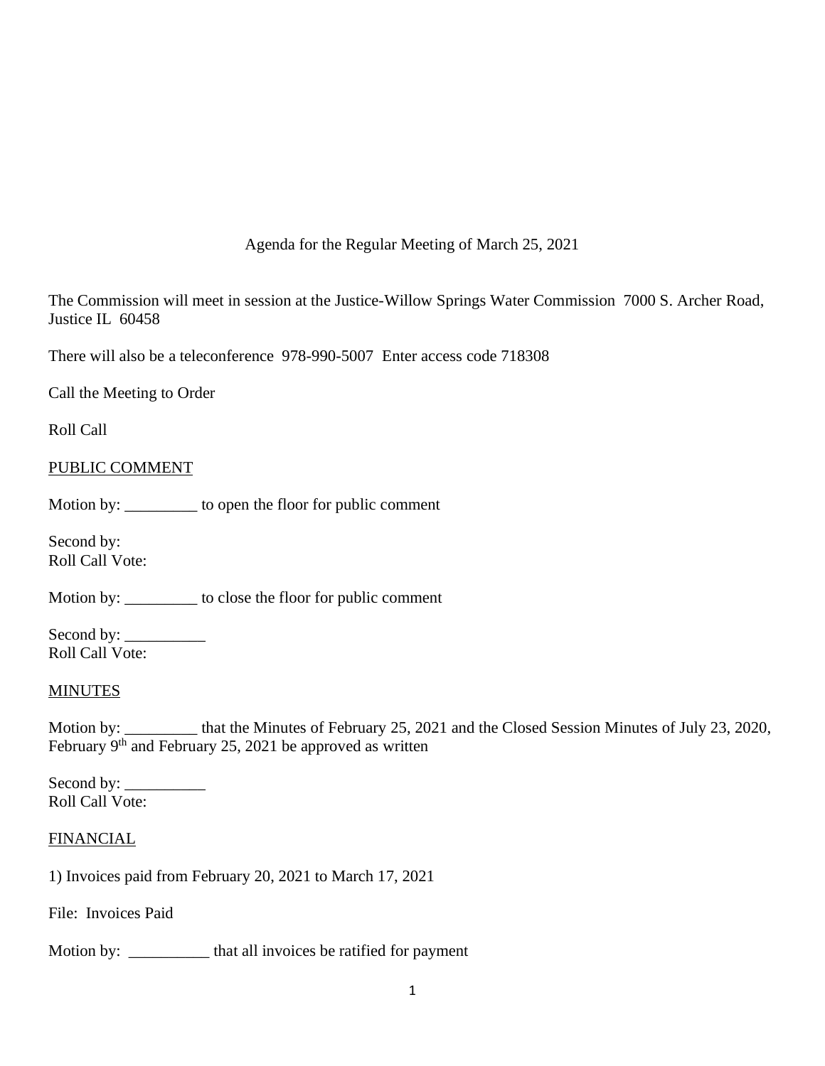Agenda for the Regular Meeting of March 25, 2021

The Commission will meet in session at the Justice-Willow Springs Water Commission 7000 S. Archer Road, Justice IL 60458

There will also be a teleconference 978-990-5007 Enter access code 718308

Call the Meeting to Order

Roll Call

<u>PUBLIC COMMENT</u>

Motion by: _________ to open the floor for public comment

Second by:
Roll Call Vote:

Motion by: _________ to close the floor for public comment

Second by: __________
Roll Call Vote:

<u>MINUTES</u>

Motion by: _________ that the Minutes of February 25, 2021 and the Closed Session Minutes of July 23, 2020, February 9th and February 25, 2021 be approved as written

Second by: __________
Roll Call Vote:

<u>FINANCIAL</u>

1) Invoices paid from February 20, 2021 to March 17, 2021

File: Invoices Paid

Motion by: __________ that all invoices be ratified for payment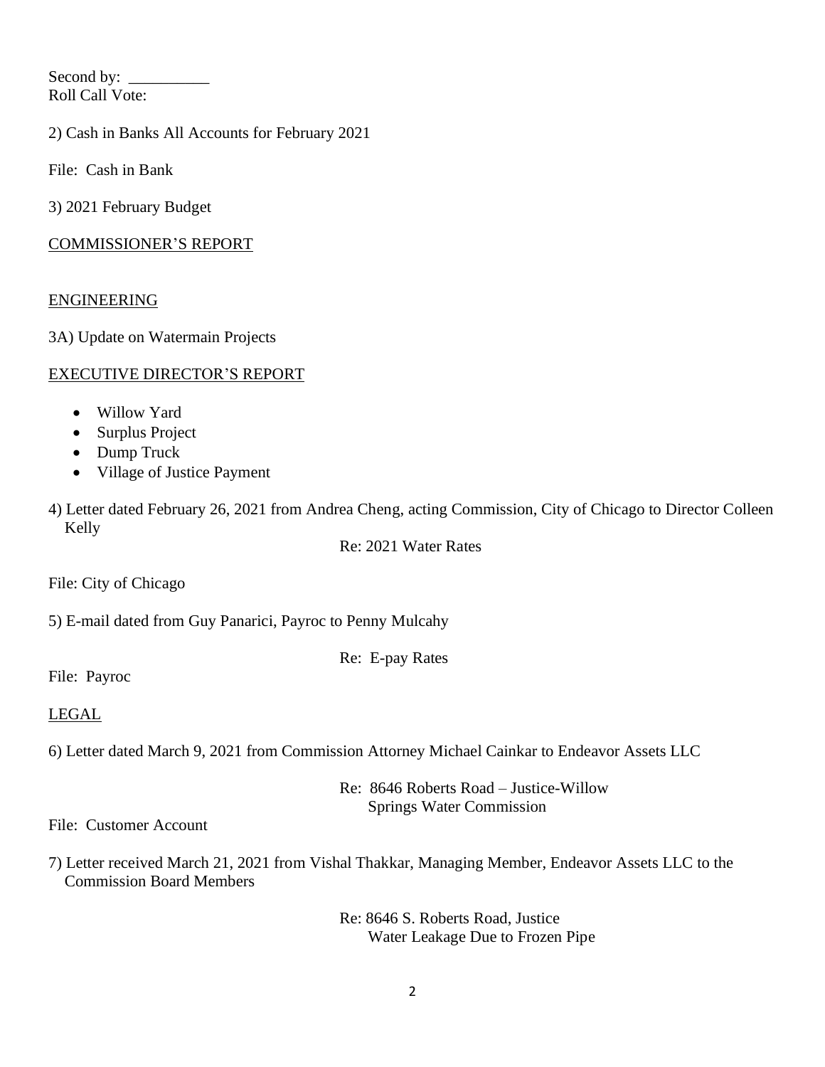Second by: __________
Roll Call Vote:

2) Cash in Banks All Accounts for February 2021

File: Cash in Bank

3) 2021 February Budget

COMMISSIONER'S REPORT

ENGINEERING

3A) Update on Watermain Projects

EXECUTIVE DIRECTOR'S REPORT

- Willow Yard
- Surplus Project
- Dump Truck
- Village of Justice Payment

4) Letter dated February 26, 2021 from Andrea Cheng, acting Commission, City of Chicago to Director Colleen Kelly

Re: 2021 Water Rates

File: City of Chicago

5) E-mail dated from Guy Panarici, Payroc to Penny Mulcahy

Re: E-pay Rates

File: Payroc

LEGAL

6) Letter dated March 9, 2021 from Commission Attorney Michael Cainkar to Endeavor Assets LLC

Re: 8646 Roberts Road – Justice-Willow Springs Water Commission

File: Customer Account

7) Letter received March 21, 2021 from Vishal Thakkar, Managing Member, Endeavor Assets LLC to the Commission Board Members

Re: 8646 S. Roberts Road, Justice
Water Leakage Due to Frozen Pipe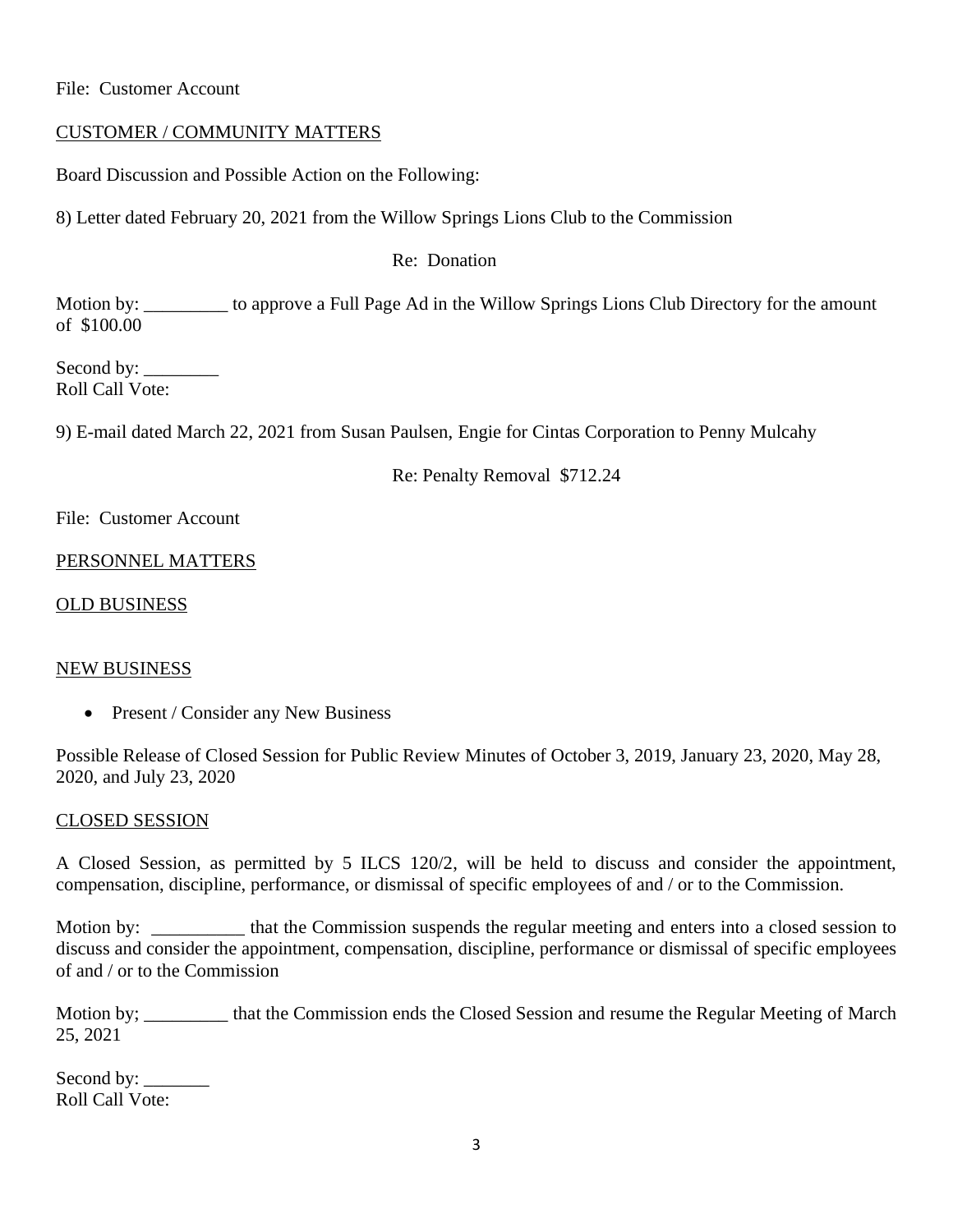File: Customer Account

<u>CUSTOMER / COMMUNITY MATTERS</u>

Board Discussion and Possible Action on the Following:

8) Letter dated February 20, 2021 from the Willow Springs Lions Club to the Commission

Re: Donation

Motion by: _________ to approve a Full Page Ad in the Willow Springs Lions Club Directory for the amount of $100.00

Second by: ________
Roll Call Vote:

9) E-mail dated March 22, 2021 from Susan Paulsen, Engie for Cintas Corporation to Penny Mulcahy

Re: Penalty Removal $712.24

File: Customer Account

<u>PERSONNEL MATTERS</u>

<u>OLD BUSINESS</u>

<u>NEW BUSINESS</u>

- Present / Consider any New Business

Possible Release of Closed Session for Public Review Minutes of October 3, 2019, January 23, 2020, May 28, 2020, and July 23, 2020

<u>CLOSED SESSION</u>

A Closed Session, as permitted by 5 ILCS 120/2, will be held to discuss and consider the appointment, compensation, discipline, performance, or dismissal of specific employees of and / or to the Commission.

Motion by: __________ that the Commission suspends the regular meeting and enters into a closed session to discuss and consider the appointment, compensation, discipline, performance or dismissal of specific employees of and / or to the Commission

Motion by; _________ that the Commission ends the Closed Session and resume the Regular Meeting of March 25, 2021

Second by: _______
Roll Call Vote: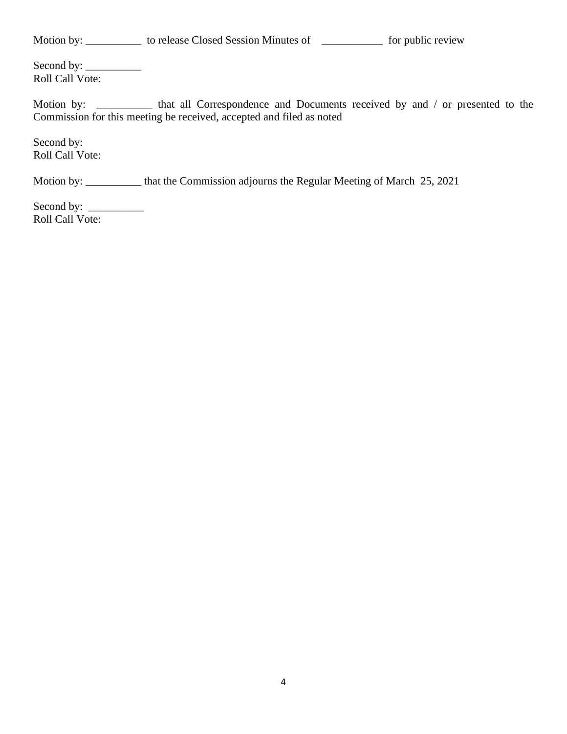Motion by: __________ to release Closed Session Minutes of ___________ for public review

Second by: __________
Roll Call Vote:

Motion by: __________ that all Correspondence and Documents received by and / or presented to the Commission for this meeting be received, accepted and filed as noted

Second by:
Roll Call Vote:

Motion by: __________ that the Commission adjourns the Regular Meeting of March 25, 2021

Second by: __________
Roll Call Vote: